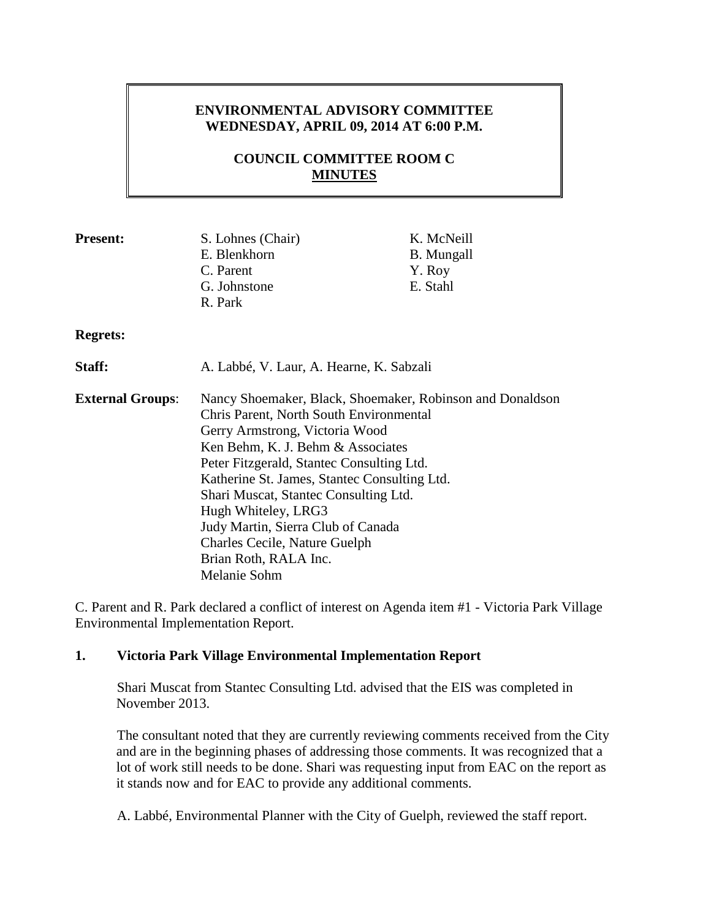**ENVIRONMENTAL ADVISORY COMMITTEE**
**WEDNESDAY, APRIL 09, 2014 AT 6:00 P.M.**

**COUNCIL COMMITTEE ROOM C**
**MINUTES**

**Present:** S. Lohnes (Chair), E. Blenkhorn, C. Parent, G. Johnstone, R. Park, K. McNeill, B. Mungall, Y. Roy, E. Stahl

**Regrets:**

**Staff:** A. Labbé, V. Laur, A. Hearne, K. Sabzali

**External Groups**:
Nancy Shoemaker, Black, Shoemaker, Robinson and Donaldson
Chris Parent, North South Environmental
Gerry Armstrong, Victoria Wood
Ken Behm, K. J. Behm & Associates
Peter Fitzgerald, Stantec Consulting Ltd.
Katherine St. James, Stantec Consulting Ltd.
Shari Muscat, Stantec Consulting Ltd.
Hugh Whiteley, LRG3
Judy Martin, Sierra Club of Canada
Charles Cecile, Nature Guelph
Brian Roth, RALA Inc.
Melanie Sohm

C. Parent and R. Park declared a conflict of interest on Agenda item #1 - Victoria Park Village Environmental Implementation Report.

**1. Victoria Park Village Environmental Implementation Report**

Shari Muscat from Stantec Consulting Ltd. advised that the EIS was completed in November 2013.

The consultant noted that they are currently reviewing comments received from the City and are in the beginning phases of addressing those comments. It was recognized that a lot of work still needs to be done. Shari was requesting input from EAC on the report as it stands now and for EAC to provide any additional comments.

A. Labbé, Environmental Planner with the City of Guelph, reviewed the staff report.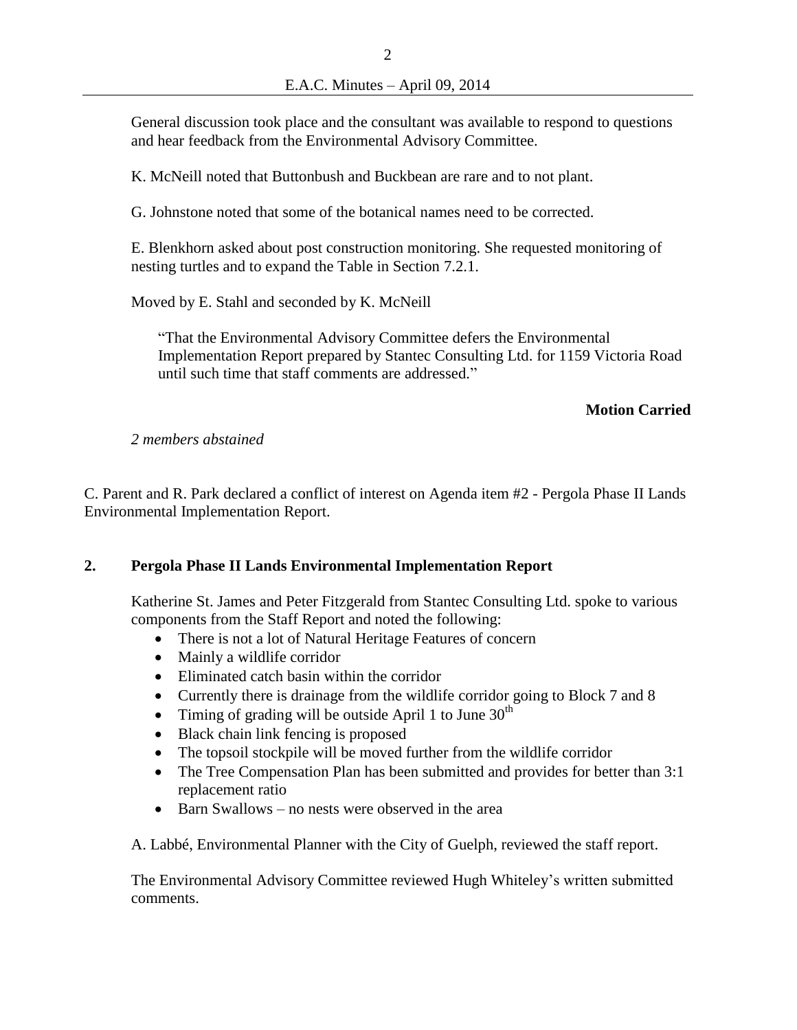General discussion took place and the consultant was available to respond to questions and hear feedback from the Environmental Advisory Committee.

K. McNeill noted that Buttonbush and Buckbean are rare and to not plant.

G. Johnstone noted that some of the botanical names need to be corrected.

E. Blenkhorn asked about post construction monitoring. She requested monitoring of nesting turtles and to expand the Table in Section 7.2.1.

Moved by E. Stahl and seconded by K. McNeill

> "That the Environmental Advisory Committee defers the Environmental Implementation Report prepared by Stantec Consulting Ltd. for 1159 Victoria Road until such time that staff comments are addressed."

**Motion Carried**

*2 members abstained*

C. Parent and R. Park declared a conflict of interest on Agenda item #2 - Pergola Phase II Lands Environmental Implementation Report.

## 2. Pergola Phase II Lands Environmental Implementation Report

Katherine St. James and Peter Fitzgerald from Stantec Consulting Ltd. spoke to various components from the Staff Report and noted the following:

- There is not a lot of Natural Heritage Features of concern
- Mainly a wildlife corridor
- Eliminated catch basin within the corridor
- Currently there is drainage from the wildlife corridor going to Block 7 and 8
- Timing of grading will be outside April 1 to June 30th
- Black chain link fencing is proposed
- The topsoil stockpile will be moved further from the wildlife corridor
- The Tree Compensation Plan has been submitted and provides for better than 3:1 replacement ratio
- Barn Swallows – no nests were observed in the area

A. Labbé, Environmental Planner with the City of Guelph, reviewed the staff report.

The Environmental Advisory Committee reviewed Hugh Whiteley's written submitted comments.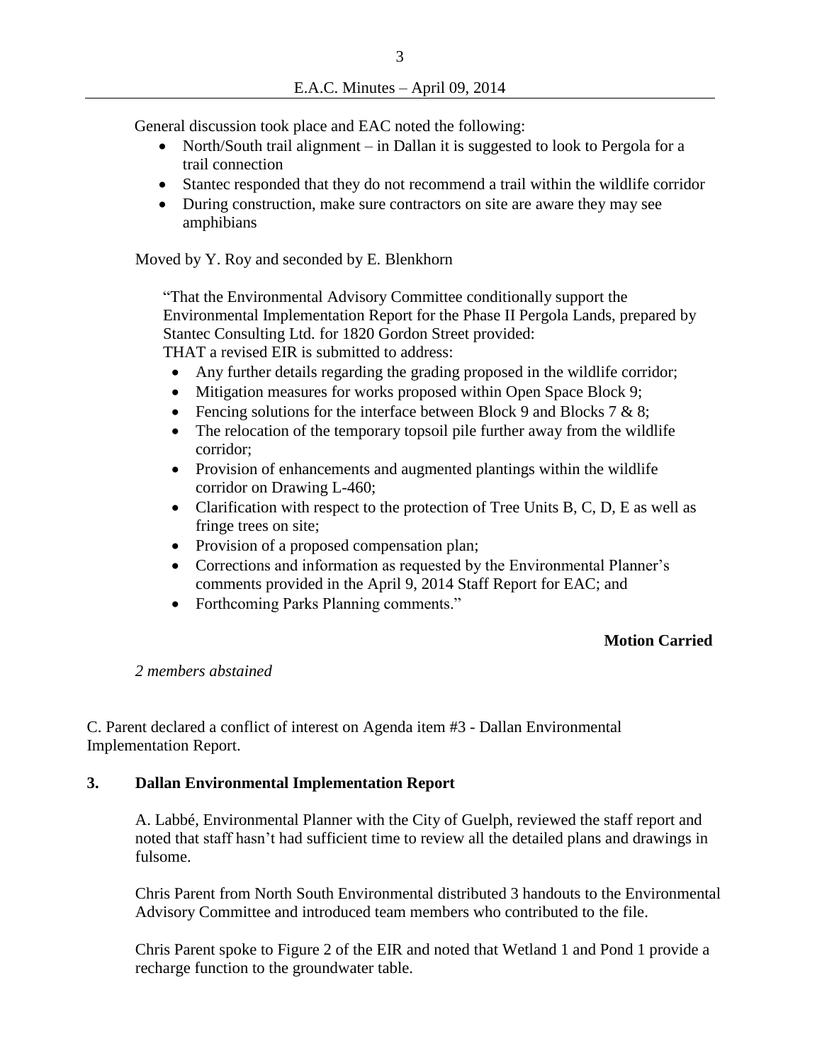General discussion took place and EAC noted the following:

- North/South trail alignment – in Dallan it is suggested to look to Pergola for a trail connection
- Stantec responded that they do not recommend a trail within the wildlife corridor
- During construction, make sure contractors on site are aware they may see amphibians

Moved by Y. Roy and seconded by E. Blenkhorn

"That the Environmental Advisory Committee conditionally support the Environmental Implementation Report for the Phase II Pergola Lands, prepared by Stantec Consulting Ltd. for 1820 Gordon Street provided:
THAT a revised EIR is submitted to address:

- Any further details regarding the grading proposed in the wildlife corridor;
- Mitigation measures for works proposed within Open Space Block 9;
- Fencing solutions for the interface between Block 9 and Blocks 7 & 8;
- The relocation of the temporary topsoil pile further away from the wildlife corridor;
- Provision of enhancements and augmented plantings within the wildlife corridor on Drawing L-460;
- Clarification with respect to the protection of Tree Units B, C, D, E as well as fringe trees on site;
- Provision of a proposed compensation plan;
- Corrections and information as requested by the Environmental Planner's comments provided in the April 9, 2014 Staff Report for EAC; and
- Forthcoming Parks Planning comments."

**Motion Carried**

*2 members abstained*

C. Parent declared a conflict of interest on Agenda item #3 - Dallan Environmental Implementation Report.

## 3. Dallan Environmental Implementation Report

A. Labbé, Environmental Planner with the City of Guelph, reviewed the staff report and noted that staff hasn't had sufficient time to review all the detailed plans and drawings in fulsome.

Chris Parent from North South Environmental distributed 3 handouts to the Environmental Advisory Committee and introduced team members who contributed to the file.

Chris Parent spoke to Figure 2 of the EIR and noted that Wetland 1 and Pond 1 provide a recharge function to the groundwater table.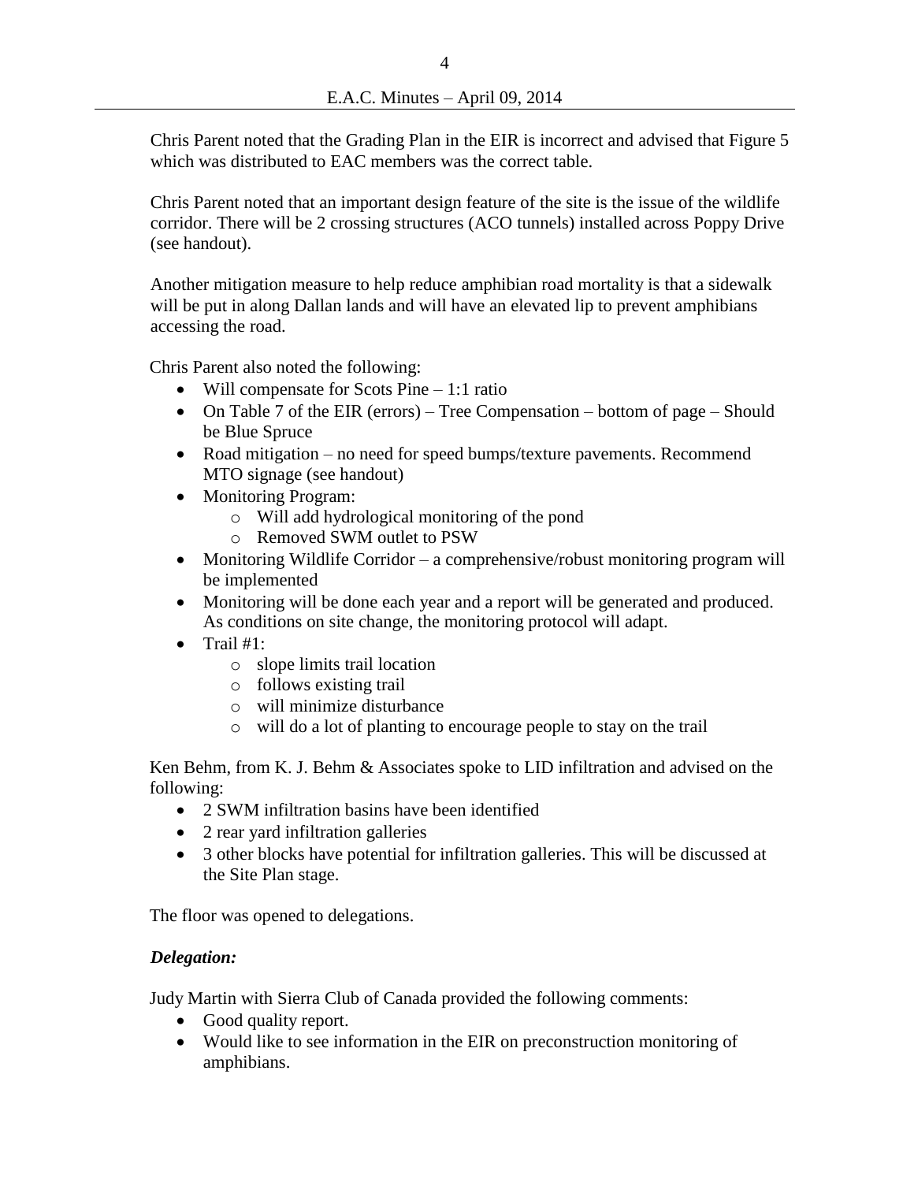Chris Parent noted that the Grading Plan in the EIR is incorrect and advised that Figure 5 which was distributed to EAC members was the correct table.

Chris Parent noted that an important design feature of the site is the issue of the wildlife corridor. There will be 2 crossing structures (ACO tunnels) installed across Poppy Drive (see handout).

Another mitigation measure to help reduce amphibian road mortality is that a sidewalk will be put in along Dallan lands and will have an elevated lip to prevent amphibians accessing the road.

Chris Parent also noted the following:

- Will compensate for Scots Pine – 1:1 ratio
- On Table 7 of the EIR (errors) – Tree Compensation – bottom of page – Should be Blue Spruce
- Road mitigation – no need for speed bumps/texture pavements. Recommend MTO signage (see handout)
- Monitoring Program:
  - Will add hydrological monitoring of the pond
  - Removed SWM outlet to PSW
- Monitoring Wildlife Corridor – a comprehensive/robust monitoring program will be implemented
- Monitoring will be done each year and a report will be generated and produced. As conditions on site change, the monitoring protocol will adapt.
- Trail #1:
  - slope limits trail location
  - follows existing trail
  - will minimize disturbance
  - will do a lot of planting to encourage people to stay on the trail

Ken Behm, from K. J. Behm & Associates spoke to LID infiltration and advised on the following:

- 2 SWM infiltration basins have been identified
- 2 rear yard infiltration galleries
- 3 other blocks have potential for infiltration galleries. This will be discussed at the Site Plan stage.

The floor was opened to delegations.

***Delegation:***

Judy Martin with Sierra Club of Canada provided the following comments:

- Good quality report.
- Would like to see information in the EIR on preconstruction monitoring of amphibians.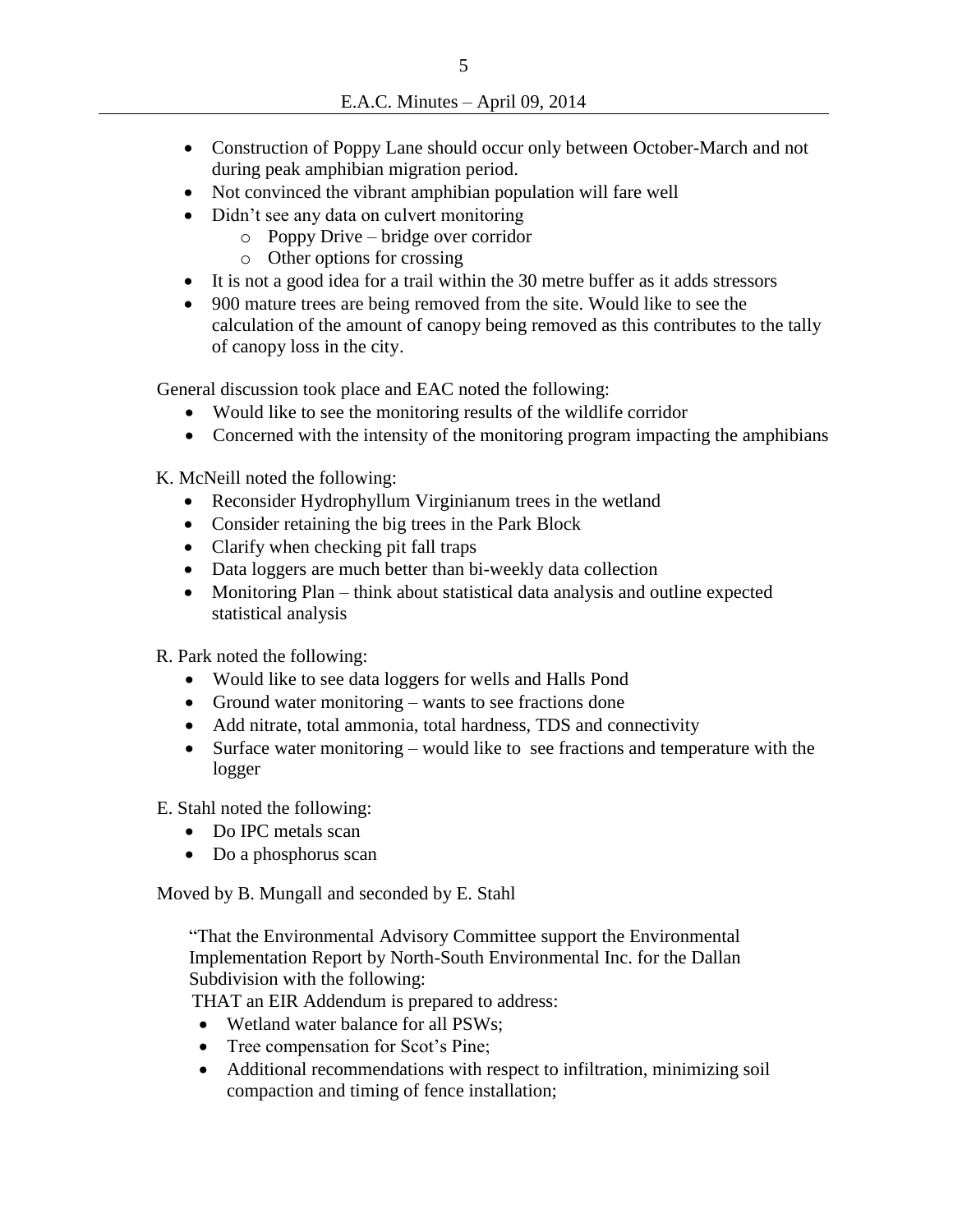- Construction of Poppy Lane should occur only between October-March and not during peak amphibian migration period.
- Not convinced the vibrant amphibian population will fare well
- Didn't see any data on culvert monitoring
  - Poppy Drive – bridge over corridor
  - Other options for crossing
- It is not a good idea for a trail within the 30 metre buffer as it adds stressors
- 900 mature trees are being removed from the site. Would like to see the calculation of the amount of canopy being removed as this contributes to the tally of canopy loss in the city.

General discussion took place and EAC noted the following:

- Would like to see the monitoring results of the wildlife corridor
- Concerned with the intensity of the monitoring program impacting the amphibians

K. McNeill noted the following:

- Reconsider Hydrophyllum Virginianum trees in the wetland
- Consider retaining the big trees in the Park Block
- Clarify when checking pit fall traps
- Data loggers are much better than bi-weekly data collection
- Monitoring Plan – think about statistical data analysis and outline expected statistical analysis

R. Park noted the following:

- Would like to see data loggers for wells and Halls Pond
- Ground water monitoring – wants to see fractions done
- Add nitrate, total ammonia, total hardness, TDS and connectivity
- Surface water monitoring – would like to see fractions and temperature with the logger

E. Stahl noted the following:

- Do IPC metals scan
- Do a phosphorus scan

Moved by B. Mungall and seconded by E. Stahl

"That the Environmental Advisory Committee support the Environmental Implementation Report by North-South Environmental Inc. for the Dallan Subdivision with the following:

THAT an EIR Addendum is prepared to address:

- Wetland water balance for all PSWs;
- Tree compensation for Scot's Pine;
- Additional recommendations with respect to infiltration, minimizing soil compaction and timing of fence installation;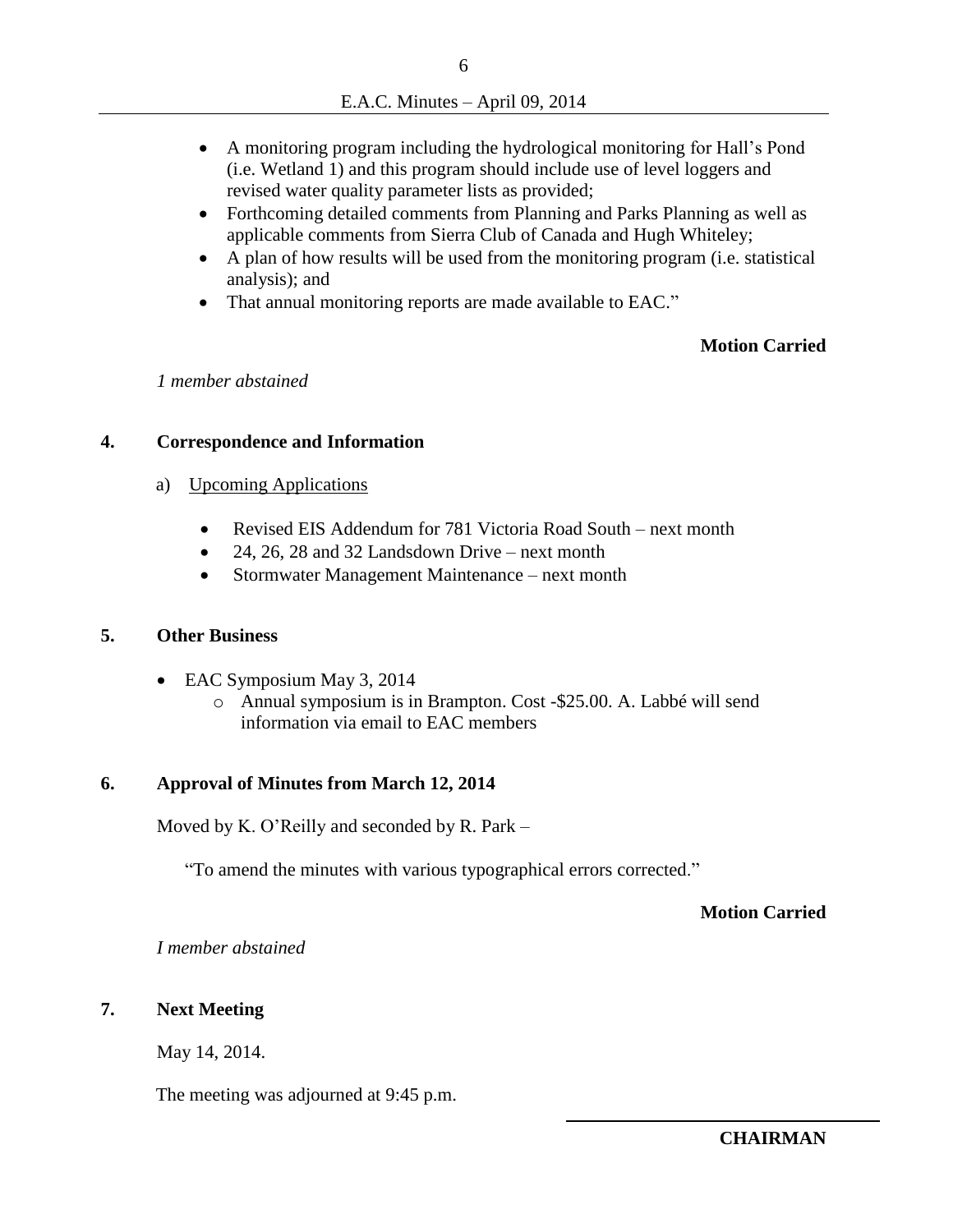- A monitoring program including the hydrological monitoring for Hall's Pond (i.e. Wetland 1) and this program should include use of level loggers and revised water quality parameter lists as provided;
- Forthcoming detailed comments from Planning and Parks Planning as well as applicable comments from Sierra Club of Canada and Hugh Whiteley;
- A plan of how results will be used from the monitoring program (i.e. statistical analysis); and
- That annual monitoring reports are made available to EAC."

**Motion Carried**

*1 member abstained*

## 4. Correspondence and Information

a) Upcoming Applications

- Revised EIS Addendum for 781 Victoria Road South – next month
- 24, 26, 28 and 32 Landsdown Drive – next month
- Stormwater Management Maintenance – next month

## 5. Other Business

- EAC Symposium May 3, 2014
  - Annual symposium is in Brampton. Cost -$25.00. A. Labbé will send information via email to EAC members

## 6. Approval of Minutes from March 12, 2014

Moved by K. O'Reilly and seconded by R. Park –

"To amend the minutes with various typographical errors corrected."

**Motion Carried**

*I member abstained*

## 7. Next Meeting

May 14, 2014.

The meeting was adjourned at 9:45 p.m.

**CHAIRMAN**